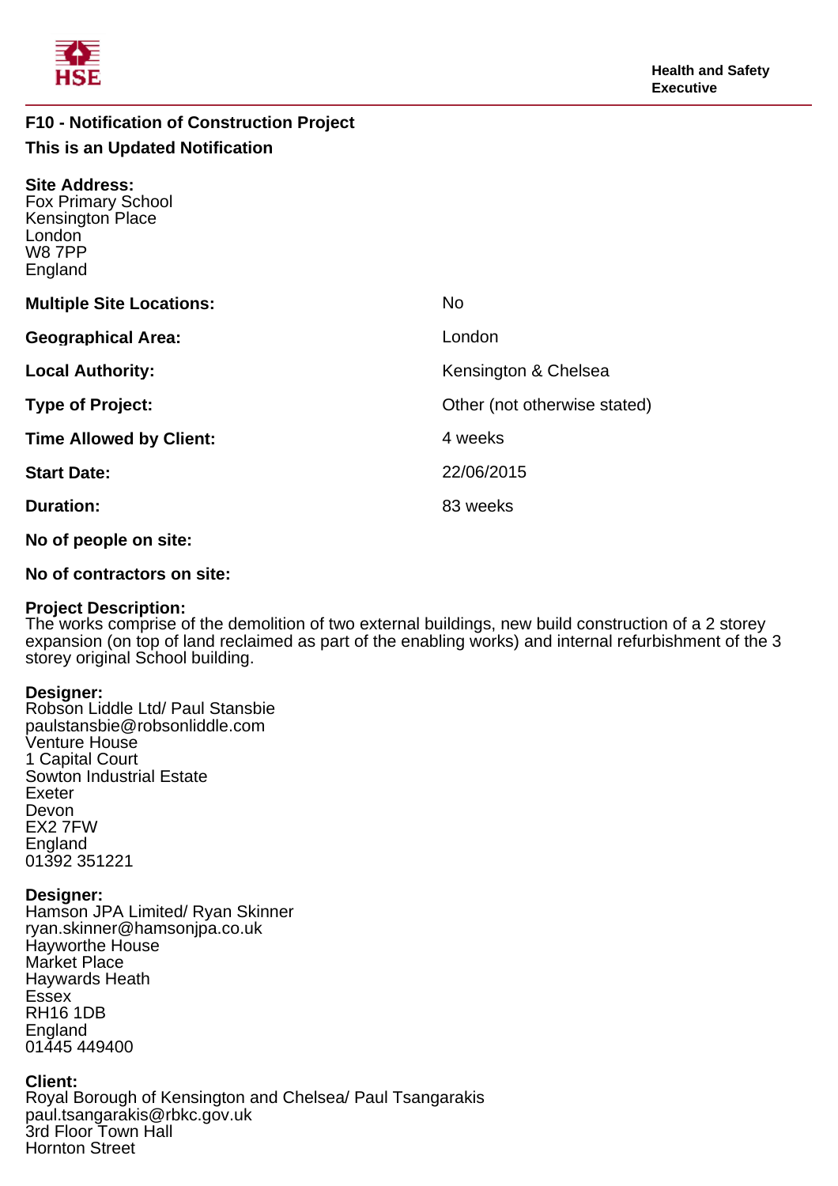Health and Safety Executive

## F10 - Notification of Construction Project

### This is an Updated Notification

**Site Address:**
Fox Primary School
Kensington Place
London
W8 7PP
England

| | |
|---|---|
| **Multiple Site Locations:** | No |
| **Geographical Area:** | London |
| **Local Authority:** | Kensington & Chelsea |
| **Type of Project:** | Other (not otherwise stated) |
| **Time Allowed by Client:** | 4 weeks |
| **Start Date:** | 22/06/2015 |
| **Duration:** | 83 weeks |
| **No of people on site:** | |
| **No of contractors on site:** | |

**Project Description:**
The works comprise of the demolition of two external buildings, new build construction of a 2 storey expansion (on top of land reclaimed as part of the enabling works) and internal refurbishment of the 3 storey original School building.

**Designer:**
Robson Liddle Ltd/ Paul Stansbie
paulstansbie@robsonliddle.com
Venture House
1 Capital Court
Sowton Industrial Estate
Exeter
Devon
EX2 7FW
England
01392 351221

**Designer:**
Hamson JPA Limited/ Ryan Skinner
ryan.skinner@hamsonjpa.co.uk
Hayworthe House
Market Place
Haywards Heath
Essex
RH16 1DB
England
01445 449400

**Client:**
Royal Borough of Kensington and Chelsea/ Paul Tsangarakis
paul.tsangarakis@rbkc.gov.uk
3rd Floor Town Hall
Hornton Street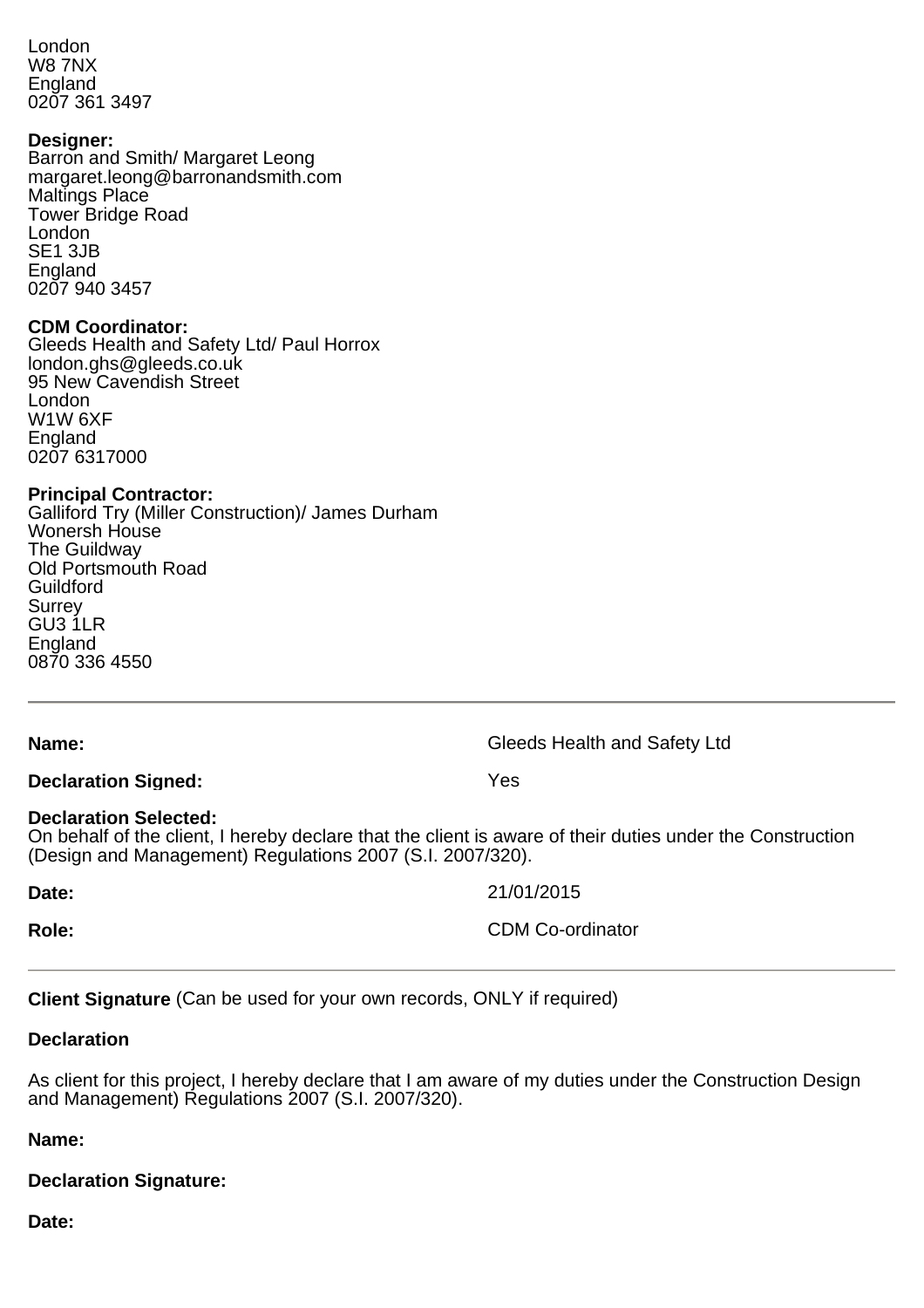London
W8 7NX
England
0207 361 3497

**Designer:**
Barron and Smith/ Margaret Leong
margaret.leong@barronandsmith.com
Maltings Place
Tower Bridge Road
London
SE1 3JB
England
0207 940 3457

**CDM Coordinator:**
Gleeds Health and Safety Ltd/ Paul Horrox
london.ghs@gleeds.co.uk
95 New Cavendish Street
London
W1W 6XF
England
0207 6317000

**Principal Contractor:**
Galliford Try (Miller Construction)/ James Durham
Wonersh House
The Guildway
Old Portsmouth Road
Guildford
Surrey
GU3 1LR
England
0870 336 4550

---

**Name:** Gleeds Health and Safety Ltd

**Declaration Signed:** Yes

**Declaration Selected:**
On behalf of the client, I hereby declare that the client is aware of their duties under the Construction (Design and Management) Regulations 2007 (S.I. 2007/320).

**Date:** 21/01/2015

**Role:** CDM Co-ordinator

---

**Client Signature** (Can be used for your own records, ONLY if required)

**Declaration**

As client for this project, I hereby declare that I am aware of my duties under the Construction Design and Management) Regulations 2007 (S.I. 2007/320).

**Name:**

**Declaration Signature:**

**Date:**